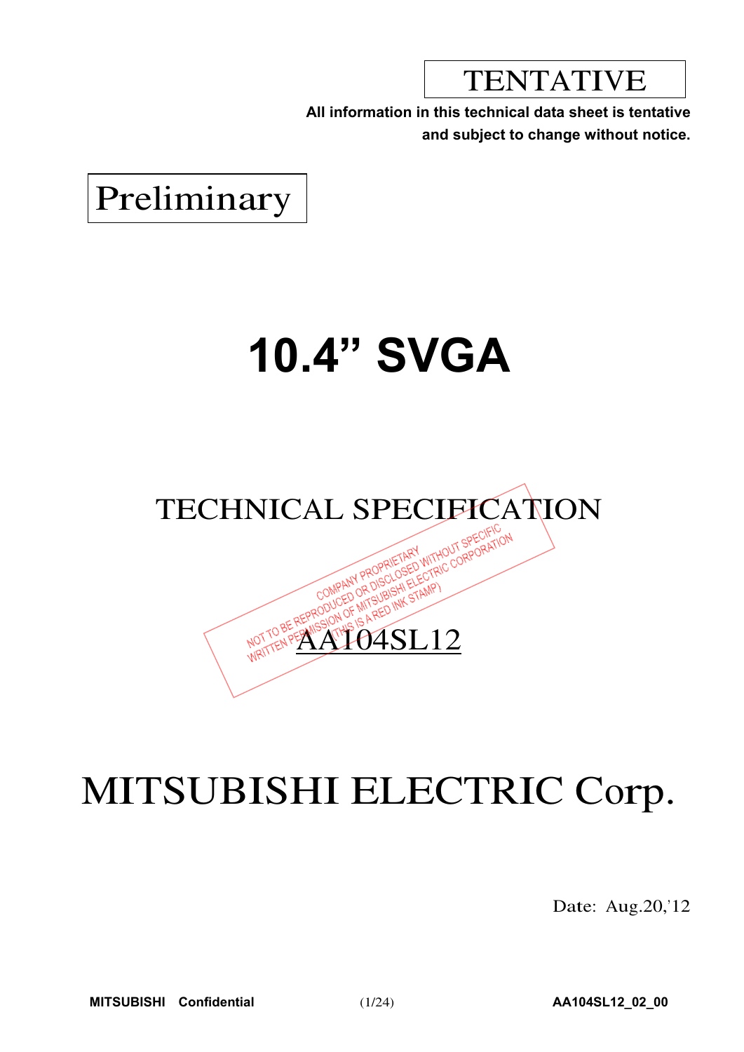TENTATIVE

**All information in this technical data sheet is tentative and subject to change without notice.**

Preliminary

# 10.4” SVGA

## TECHNICAL SPECIFICATION

COMPANY PROPRIETARY
NOT TO BE REPRODUCED OR DISCLOSED WITHOUT SPECIFIC WRITTEN PERMISSION OF MITSUBISHI ELECTRIC CORPORATION
(THIS IS A RED INK STAMP)

AA104SL12

# MITSUBISHI ELECTRIC Corp.

Date: Aug.20,’12

**MITSUBISHI Confidential** **AA104SL12_02_00**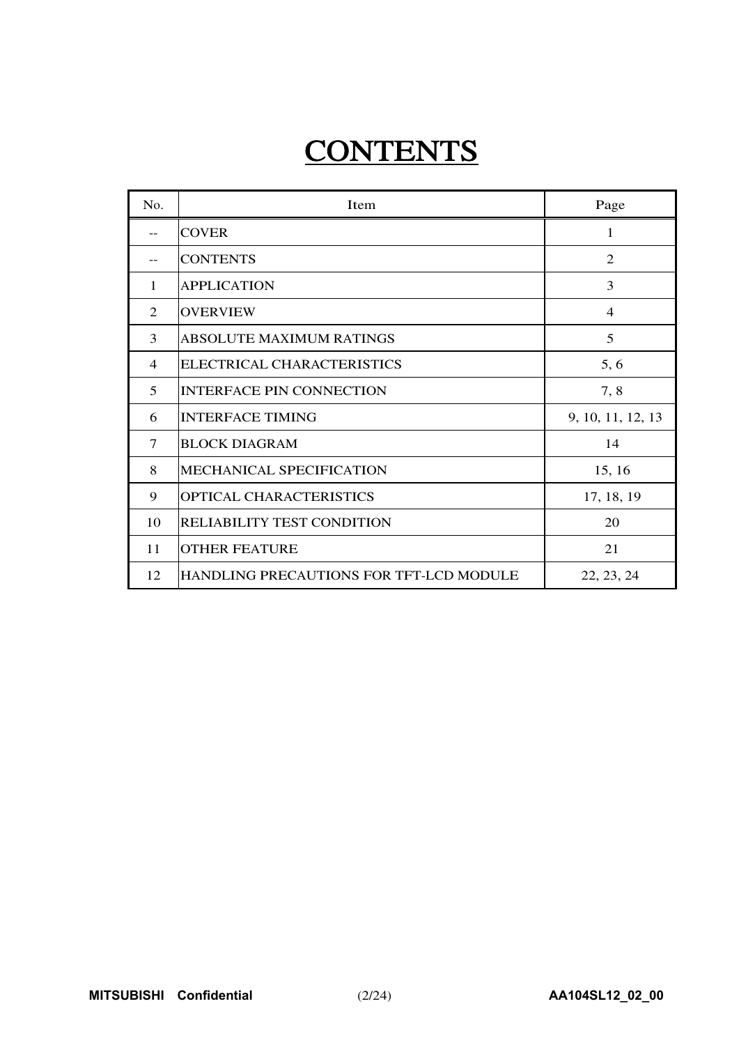# CONTENTS

| No. | Item | Page |
|---|---|---|
| -- | COVER | 1 |
| -- | CONTENTS | 2 |
| 1 | APPLICATION | 3 |
| 2 | OVERVIEW | 4 |
| 3 | ABSOLUTE MAXIMUM RATINGS | 5 |
| 4 | ELECTRICAL CHARACTERISTICS | 5, 6 |
| 5 | INTERFACE PIN CONNECTION | 7, 8 |
| 6 | INTERFACE TIMING | 9, 10, 11, 12, 13 |
| 7 | BLOCK DIAGRAM | 14 |
| 8 | MECHANICAL SPECIFICATION | 15, 16 |
| 9 | OPTICAL CHARACTERISTICS | 17, 18, 19 |
| 10 | RELIABILITY TEST CONDITION | 20 |
| 11 | OTHER FEATURE | 21 |
| 12 | HANDLING PRECAUTIONS FOR TFT-LCD MODULE | 22, 23, 24 |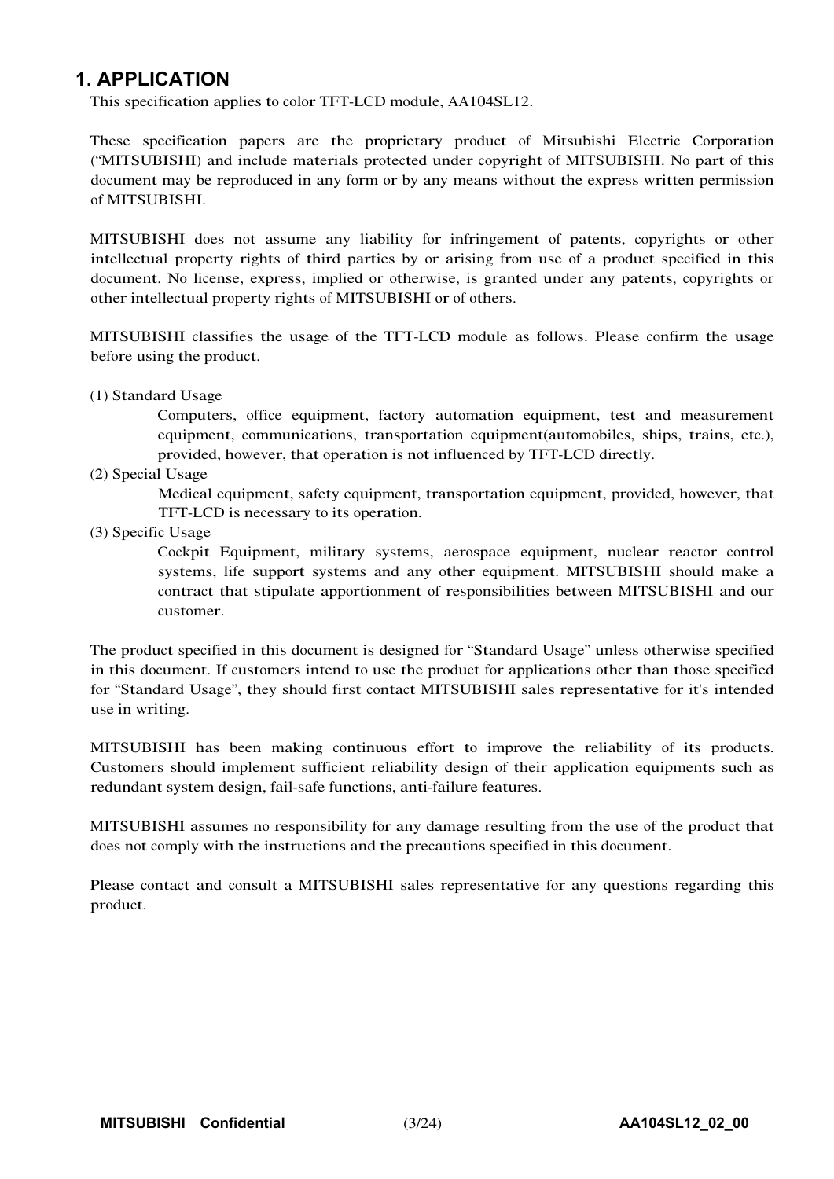# 1. APPLICATION

This specification applies to color TFT-LCD module, AA104SL12.

These specification papers are the proprietary product of Mitsubishi Electric Corporation ("MITSUBISHI) and include materials protected under copyright of MITSUBISHI. No part of this document may be reproduced in any form or by any means without the express written permission of MITSUBISHI.

MITSUBISHI does not assume any liability for infringement of patents, copyrights or other intellectual property rights of third parties by or arising from use of a product specified in this document. No license, express, implied or otherwise, is granted under any patents, copyrights or other intellectual property rights of MITSUBISHI or of others.

MITSUBISHI classifies the usage of the TFT-LCD module as follows. Please confirm the usage before using the product.

(1) Standard Usage

Computers, office equipment, factory automation equipment, test and measurement equipment, communications, transportation equipment(automobiles, ships, trains, etc.), provided, however, that operation is not influenced by TFT-LCD directly.

(2) Special Usage

Medical equipment, safety equipment, transportation equipment, provided, however, that TFT-LCD is necessary to its operation.

(3) Specific Usage

Cockpit Equipment, military systems, aerospace equipment, nuclear reactor control systems, life support systems and any other equipment. MITSUBISHI should make a contract that stipulate apportionment of responsibilities between MITSUBISHI and our customer.

The product specified in this document is designed for "Standard Usage" unless otherwise specified in this document. If customers intend to use the product for applications other than those specified for "Standard Usage", they should first contact MITSUBISHI sales representative for it's intended use in writing.

MITSUBISHI has been making continuous effort to improve the reliability of its products. Customers should implement sufficient reliability design of their application equipments such as redundant system design, fail-safe functions, anti-failure features.

MITSUBISHI assumes no responsibility for any damage resulting from the use of the product that does not comply with the instructions and the precautions specified in this document.

Please contact and consult a MITSUBISHI sales representative for any questions regarding this product.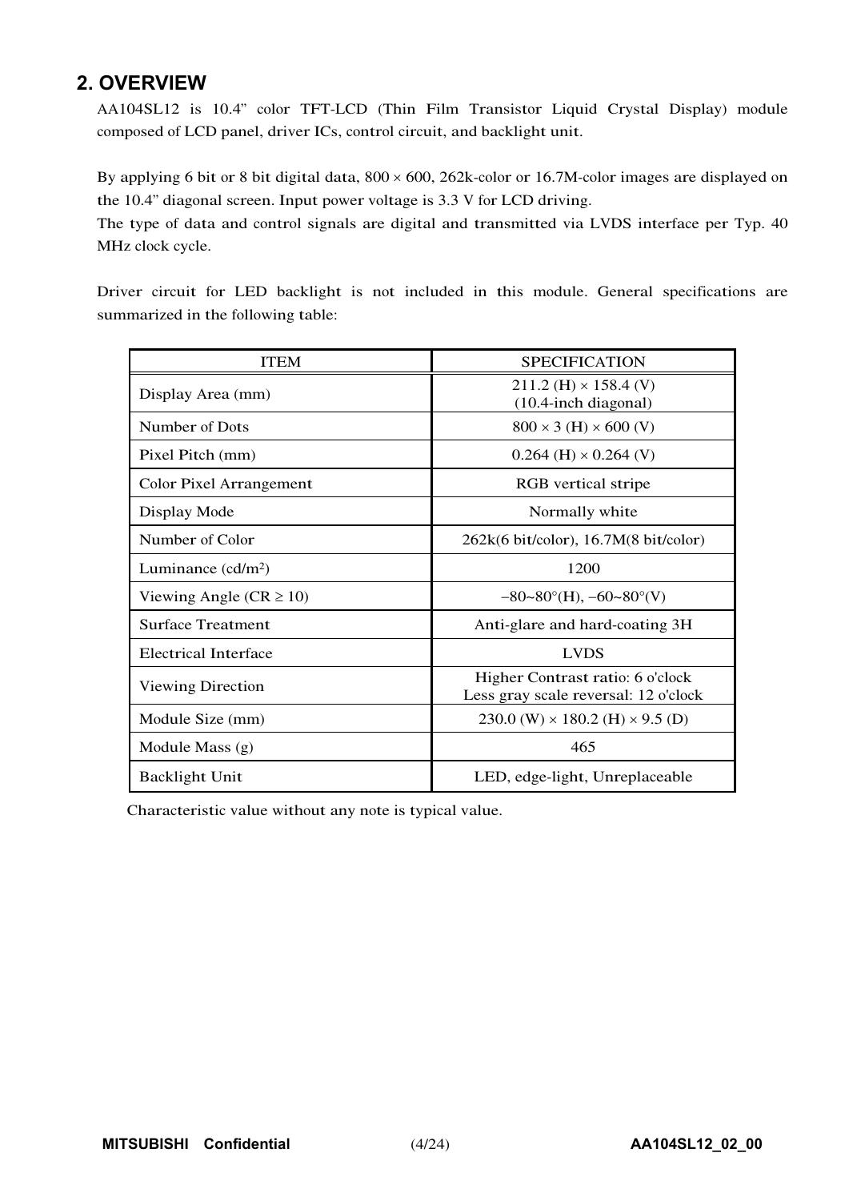## 2. OVERVIEW

AA104SL12 is 10.4" color TFT-LCD (Thin Film Transistor Liquid Crystal Display) module composed of LCD panel, driver ICs, control circuit, and backlight unit.

By applying 6 bit or 8 bit digital data, 800 × 600, 262k-color or 16.7M-color images are displayed on the 10.4" diagonal screen. Input power voltage is 3.3 V for LCD driving.

The type of data and control signals are digital and transmitted via LVDS interface per Typ. 40 MHz clock cycle.

Driver circuit for LED backlight is not included in this module. General specifications are summarized in the following table:

| ITEM | SPECIFICATION |
|---|---|
| Display Area (mm) | 211.2 (H) × 158.4 (V)<br>(10.4-inch diagonal) |
| Number of Dots | 800 × 3 (H) × 600 (V) |
| Pixel Pitch (mm) | 0.264 (H) × 0.264 (V) |
| Color Pixel Arrangement | RGB vertical stripe |
| Display Mode | Normally white |
| Number of Color | 262k(6 bit/color), 16.7M(8 bit/color) |
| Luminance (cd/m$^2$) | 1200 |
| Viewing Angle (CR ≥ 10) | −80~80°(H), −60~80°(V) |
| Surface Treatment | Anti-glare and hard-coating 3H |
| Electrical Interface | LVDS |
| Viewing Direction | Higher Contrast ratio: 6 o'clock<br>Less gray scale reversal: 12 o'clock |
| Module Size (mm) | 230.0 (W) × 180.2 (H) × 9.5 (D) |
| Module Mass (g) | 465 |
| Backlight Unit | LED, edge-light, Unreplaceable |

Characteristic value without any note is typical value.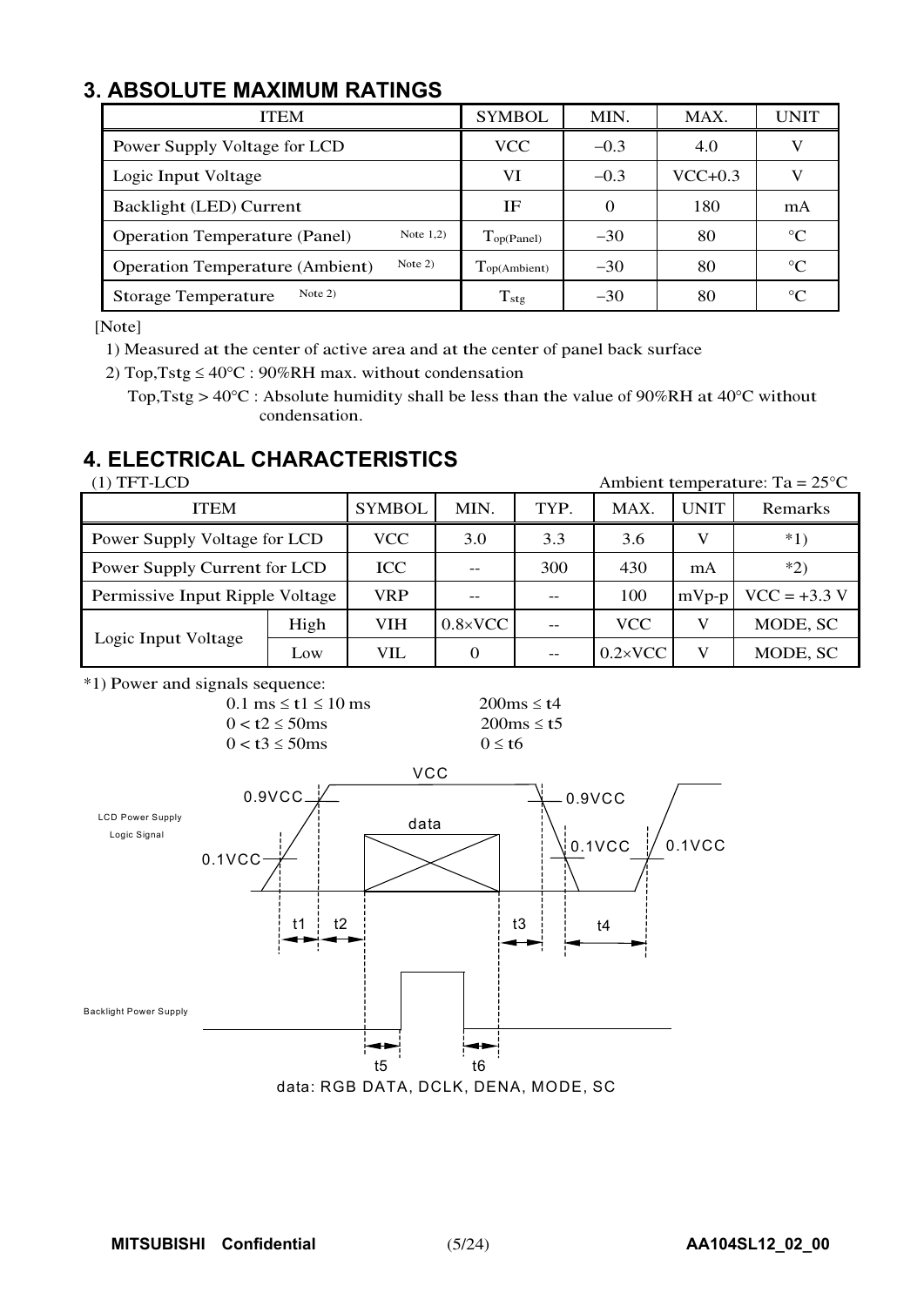## 3. ABSOLUTE MAXIMUM RATINGS

| ITEM | SYMBOL | MIN. | MAX. | UNIT |
|---|---|---|---|---|
| Power Supply Voltage for LCD | VCC | −0.3 | 4.0 | V |
| Logic Input Voltage | VI | −0.3 | VCC+0.3 | V |
| Backlight (LED) Current | IF | 0 | 180 | mA |
| Operation Temperature (Panel) Note 1,2) | $T_{op(Panel)}$ | −30 | 80 | °C |
| Operation Temperature (Ambient) Note 2) | $T_{op(Ambient)}$ | −30 | 80 | °C |
| Storage Temperature Note 2) | $T_{stg}$ | −30 | 80 | °C |

[Note]

1) Measured at the center of active area and at the center of panel back surface

2) Top,Tstg ≤ 40°C : 90%RH max. without condensation

Top,Tstg > 40°C : Absolute humidity shall be less than the value of 90%RH at 40°C without condensation.

## 4. ELECTRICAL CHARACTERISTICS

(1) TFT-LCD

Ambient temperature: Ta = 25°C

| ITEM | | SYMBOL | MIN. | TYP. | MAX. | UNIT | Remarks |
|---|---|---|---|---|---|---|---|
| Power Supply Voltage for LCD | | VCC | 3.0 | 3.3 | 3.6 | V | *1) |
| Power Supply Current for LCD | | ICC | -- | 300 | 430 | mA | *2) |
| Permissive Input Ripple Voltage | | VRP | -- | -- | 100 | mVp-p | VCC = +3.3 V |
| Logic Input Voltage | High | VIH | 0.8×VCC | -- | VCC | V | MODE, SC |
| | Low | VIL | 0 | -- | 0.2×VCC | V | MODE, SC |

*1) Power and signals sequence:

0.1 ms ≤ t1 ≤ 10 ms    200ms ≤ t4

0 < t2 ≤ 50ms    200ms ≤ t5

0 < t3 ≤ 50ms    0 ≤ t6

data: RGB DATA, DCLK, DENA, MODE, SC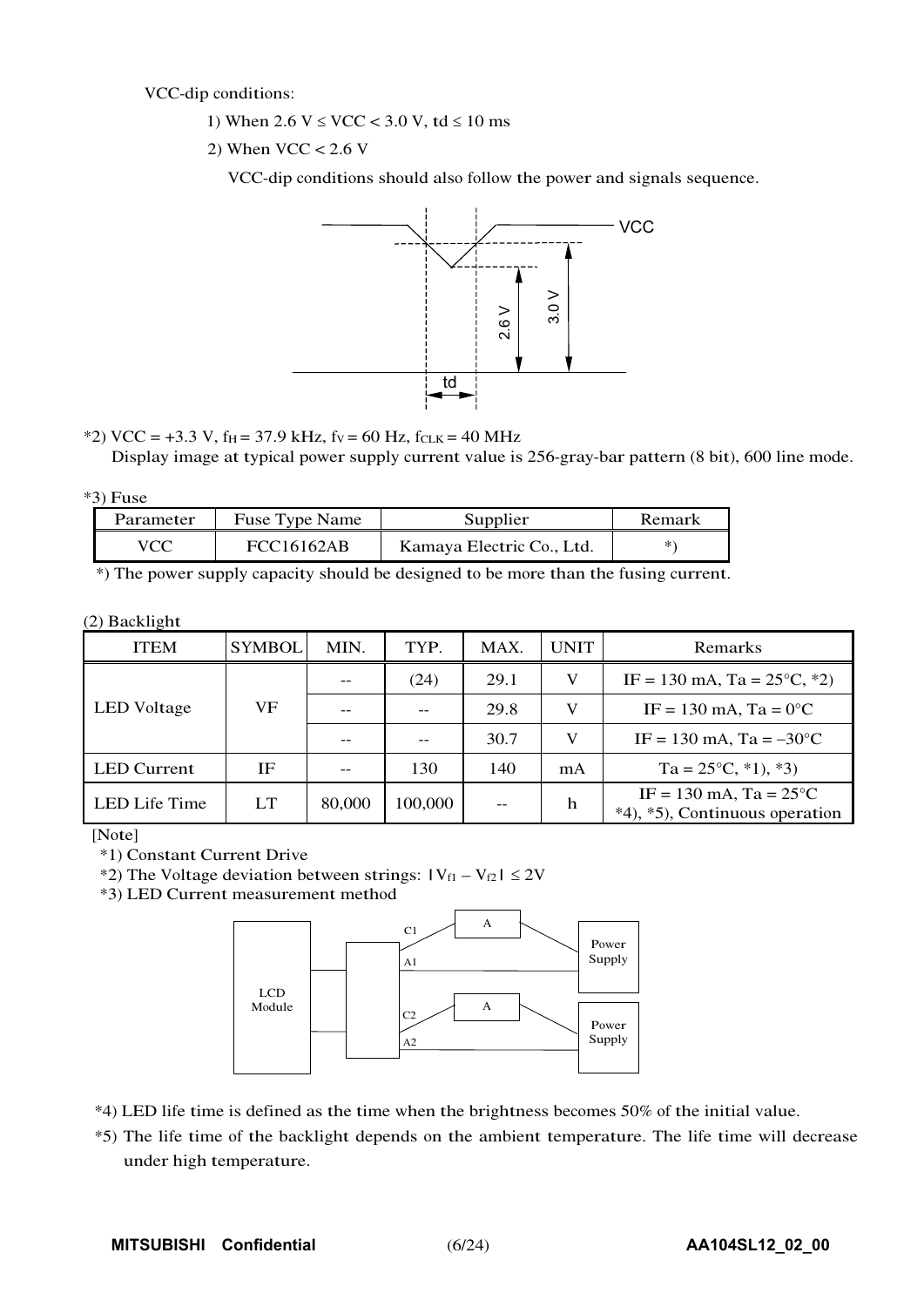VCC-dip conditions:

1) When 2.6 V ≤ VCC < 3.0 V, td ≤ 10 ms

2) When VCC < 2.6 V

VCC-dip conditions should also follow the power and signals sequence.

*2) VCC = +3.3 V, $f_H$ = 37.9 kHz, $f_V$ = 60 Hz, $f_{CLK}$ = 40 MHz
Display image at typical power supply current value is 256-gray-bar pattern (8 bit), 600 line mode.

*3) Fuse

| Parameter | Fuse Type Name | Supplier | Remark |
|---|---|---|---|
| VCC | FCC16162AB | Kamaya Electric Co., Ltd. | *) |

*) The power supply capacity should be designed to be more than the fusing current.

(2) Backlight

| ITEM | SYMBOL | MIN. | TYP. | MAX. | UNIT | Remarks |
|---|---|---|---|---|---|---|
| LED Voltage | VF | -- | (24) | 29.1 | V | IF = 130 mA, Ta = 25°C, *2) |
| | | -- | -- | 29.8 | V | IF = 130 mA, Ta = 0°C |
| | | -- | -- | 30.7 | V | IF = 130 mA, Ta = −30°C |
| LED Current | IF | -- | 130 | 140 | mA | Ta = 25°C, *1), *3) |
| LED Life Time | LT | 80,000 | 100,000 | -- | h | IF = 130 mA, Ta = 25°C *4), *5), Continuous operation |

[Note]

*1) Constant Current Drive

*2) The Voltage deviation between strings: $|V_{f1} - V_{f2}| \leq 2V$

*3) LED Current measurement method

*4) LED life time is defined as the time when the brightness becomes 50% of the initial value.

*5) The life time of the backlight depends on the ambient temperature. The life time will decrease under high temperature.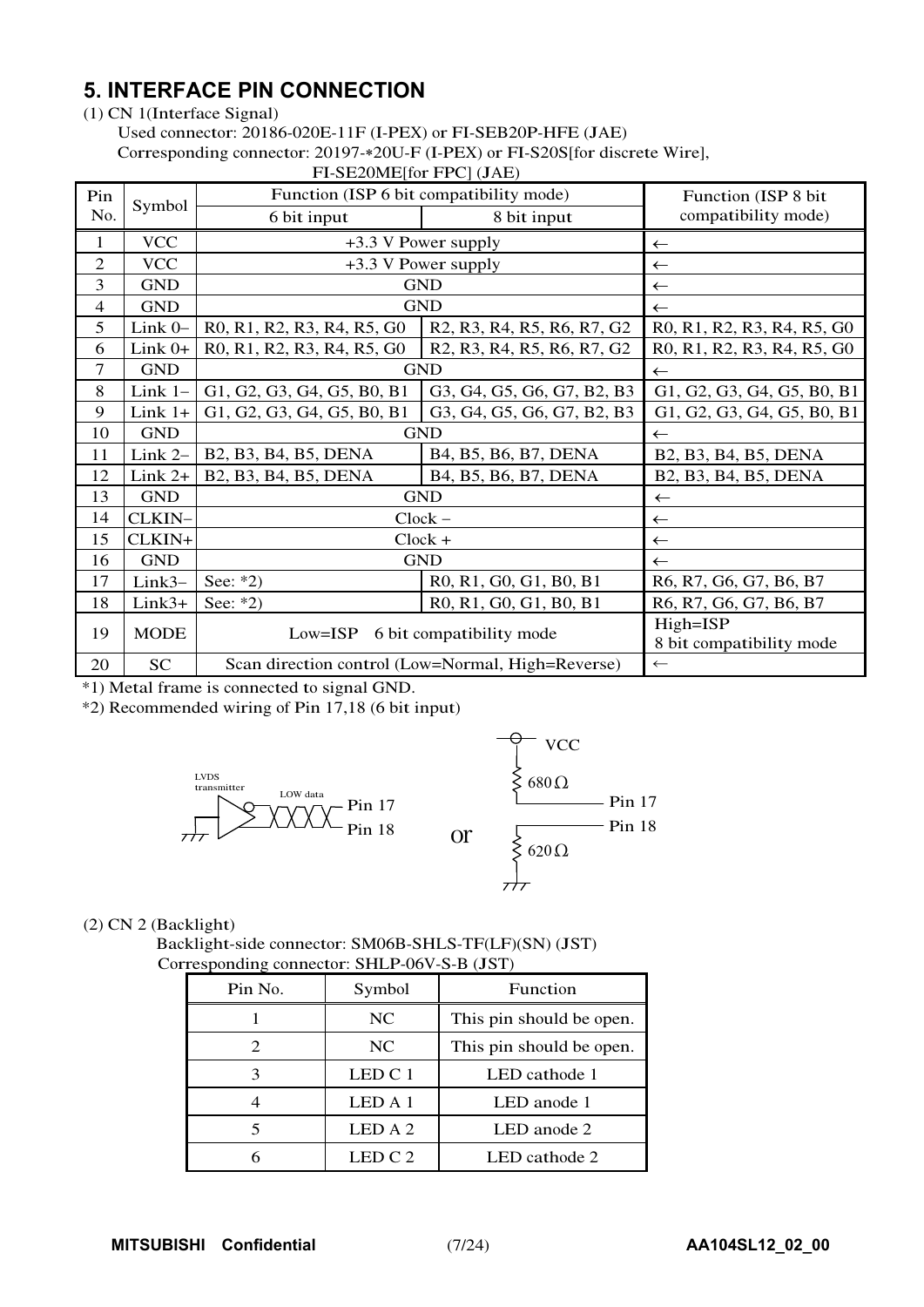## 5. INTERFACE PIN CONNECTION

(1) CN 1(Interface Signal)

Used connector: 20186-020E-11F (I-PEX) or FI-SEB20P-HFE (JAE)

Corresponding connector: 20197-*20U-F (I-PEX) or FI-S20S[for discrete Wire], FI-SE20ME[for FPC] (JAE)

| Pin No. | Symbol | Function (ISP 6 bit compatibility mode) | | Function (ISP 8 bit compatibility mode) |
|---|---|---|---|---|
| | | 6 bit input | 8 bit input | |
| 1 | VCC | +3.3 V Power supply | | ← |
| 2 | VCC | +3.3 V Power supply | | ← |
| 3 | GND | GND | | ← |
| 4 | GND | GND | | ← |
| 5 | Link 0– | R0, R1, R2, R3, R4, R5, G0 | R2, R3, R4, R5, R6, R7, G2 | R0, R1, R2, R3, R4, R5, G0 |
| 6 | Link 0+ | R0, R1, R2, R3, R4, R5, G0 | R2, R3, R4, R5, R6, R7, G2 | R0, R1, R2, R3, R4, R5, G0 |
| 7 | GND | GND | | ← |
| 8 | Link 1– | G1, G2, G3, G4, G5, B0, B1 | G3, G4, G5, G6, G7, B2, B3 | G1, G2, G3, G4, G5, B0, B1 |
| 9 | Link 1+ | G1, G2, G3, G4, G5, B0, B1 | G3, G4, G5, G6, G7, B2, B3 | G1, G2, G3, G4, G5, B0, B1 |
| 10 | GND | GND | | ← |
| 11 | Link 2– | B2, B3, B4, B5, DENA | B4, B5, B6, B7, DENA | B2, B3, B4, B5, DENA |
| 12 | Link 2+ | B2, B3, B4, B5, DENA | B4, B5, B6, B7, DENA | B2, B3, B4, B5, DENA |
| 13 | GND | GND | | ← |
| 14 | CLKIN– | Clock – | | ← |
| 15 | CLKIN+ | Clock + | | ← |
| 16 | GND | GND | | ← |
| 17 | Link3– | See: *2) | R0, R1, G0, G1, B0, B1 | R6, R7, G6, G7, B6, B7 |
| 18 | Link3+ | See: *2) | R0, R1, G0, G1, B0, B1 | R6, R7, G6, G7, B6, B7 |
| 19 | MODE | Low=ISP 6 bit compatibility mode | | High=ISP 8 bit compatibility mode |
| 20 | SC | Scan direction control (Low=Normal, High=Reverse) | | ← |

*1) Metal frame is connected to signal GND.

*2) Recommended wiring of Pin 17,18 (6 bit input)

LVDS transmitter — LOW data — Pin 17 / Pin 18

or

VCC — 680 Ω — Pin 17; Pin 18 — 620 Ω — GND

(2) CN 2 (Backlight)

Backlight-side connector: SM06B-SHLS-TF(LF)(SN) (JST)

Corresponding connector: SHLP-06V-S-B (JST)

| Pin No. | Symbol | Function |
|---|---|---|
| 1 | NC | This pin should be open. |
| 2 | NC | This pin should be open. |
| 3 | LED C 1 | LED cathode 1 |
| 4 | LED A 1 | LED anode 1 |
| 5 | LED A 2 | LED anode 2 |
| 6 | LED C 2 | LED cathode 2 |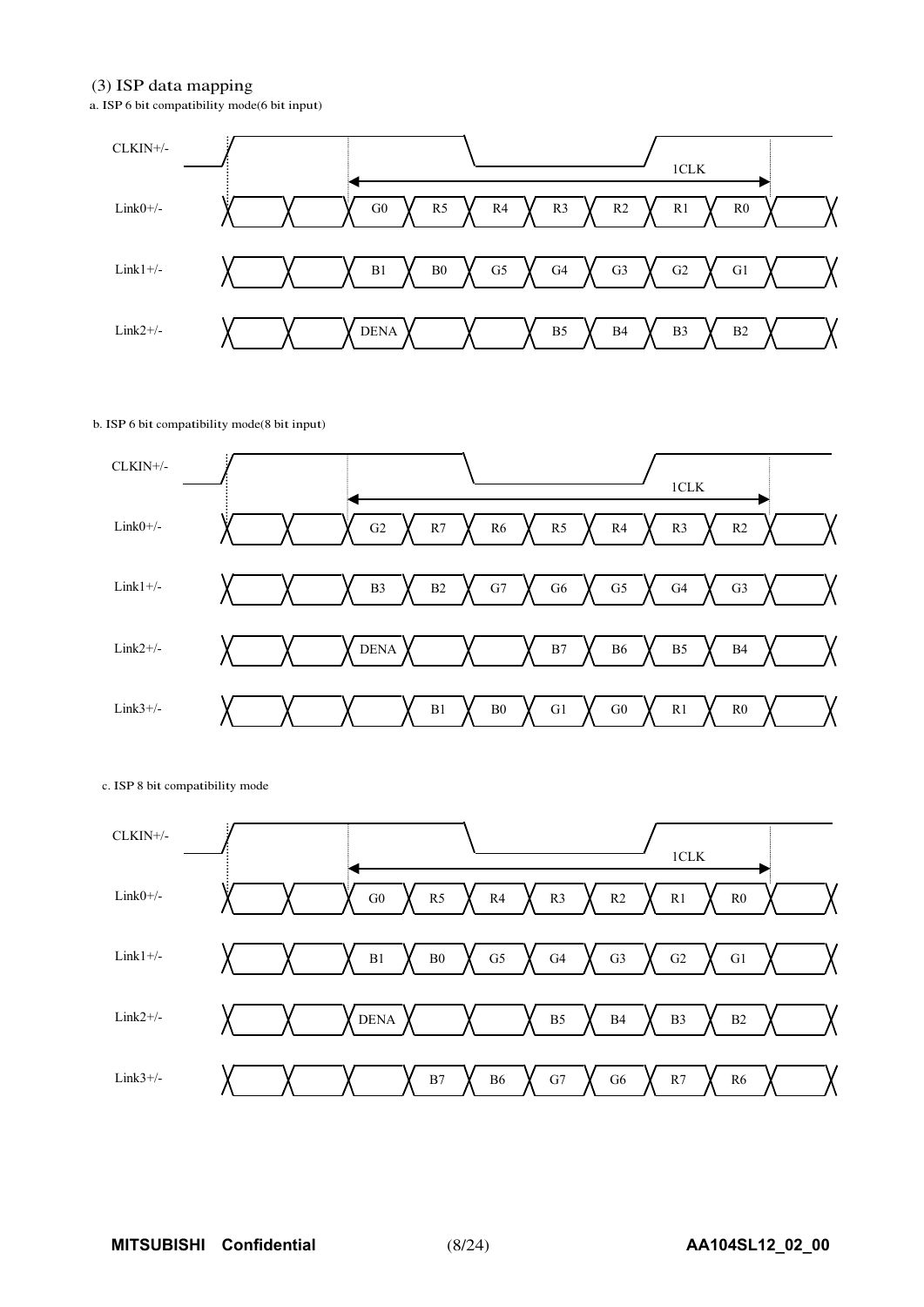(3) ISP data mapping

a. ISP 6 bit compatibility mode(6 bit input)

| Signal | | | | | | | | | |
|---|---|---|---|---|---|---|---|---|---|
| Link0+/- | | | G0 | R5 | R4 | R3 | R2 | R1 | R0 |
| Link1+/- | | | B1 | B0 | G5 | G4 | G3 | G2 | G1 |
| Link2+/- | | | DENA | | | B5 | B4 | B3 | B2 |

CLKIN+/- : 1CLK

b. ISP 6 bit compatibility mode(8 bit input)

| Signal | | | | | | | | | |
|---|---|---|---|---|---|---|---|---|---|
| Link0+/- | | | G2 | R7 | R6 | R5 | R4 | R3 | R2 |
| Link1+/- | | | B3 | B2 | G7 | G6 | G5 | G4 | G3 |
| Link2+/- | | | DENA | | | B7 | B6 | B5 | B4 |
| Link3+/- | | | | B1 | B0 | G1 | G0 | R1 | R0 |

CLKIN+/- : 1CLK

c. ISP 8 bit compatibility mode

| Signal | | | | | | | | | |
|---|---|---|---|---|---|---|---|---|---|
| Link0+/- | | | G0 | R5 | R4 | R3 | R2 | R1 | R0 |
| Link1+/- | | | B1 | B0 | G5 | G4 | G3 | G2 | G1 |
| Link2+/- | | | DENA | | | B5 | B4 | B3 | B2 |
| Link3+/- | | | | B7 | B6 | G7 | G6 | R7 | R6 |

CLKIN+/- : 1CLK

**MITSUBISHI Confidential** **AA104SL12_02_00**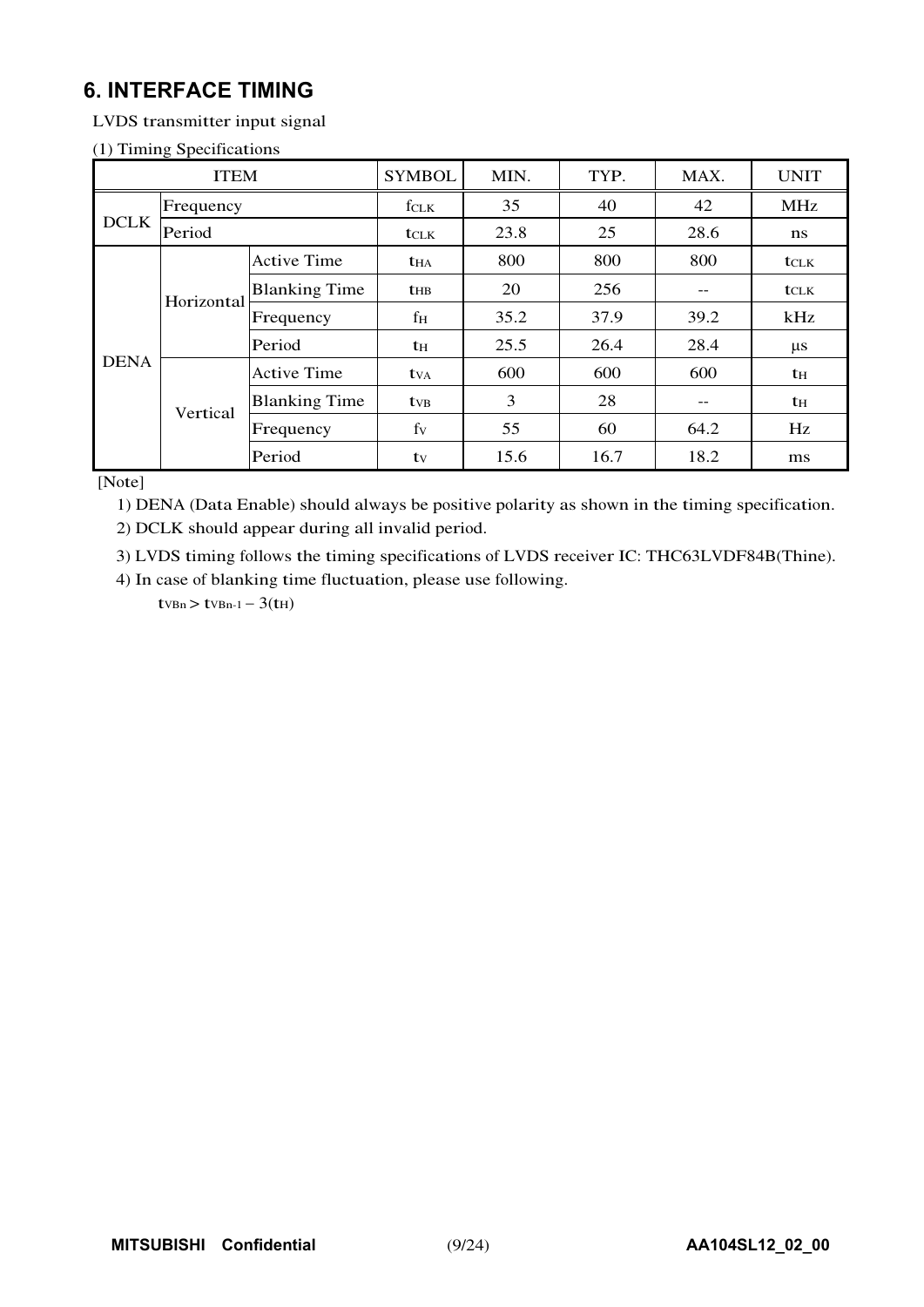# 6. INTERFACE TIMING

LVDS transmitter input signal

(1) Timing Specifications

| ITEM | | | SYMBOL | MIN. | TYP. | MAX. | UNIT |
|---|---|---|---|---|---|---|---|
| DCLK | Frequency | | $f_{CLK}$ | 35 | 40 | 42 | MHz |
| | Period | | $t_{CLK}$ | 23.8 | 25 | 28.6 | ns |
| DENA | Horizontal | Active Time | $t_{HA}$ | 800 | 800 | 800 | $t_{CLK}$ |
| | | Blanking Time | $t_{HB}$ | 20 | 256 | -- | $t_{CLK}$ |
| | | Frequency | $f_H$ | 35.2 | 37.9 | 39.2 | kHz |
| | | Period | $t_H$ | 25.5 | 26.4 | 28.4 | μs |
| | Vertical | Active Time | $t_{VA}$ | 600 | 600 | 600 | $t_H$ |
| | | Blanking Time | $t_{VB}$ | 3 | 28 | -- | $t_H$ |
| | | Frequency | $f_V$ | 55 | 60 | 64.2 | Hz |
| | | Period | $t_V$ | 15.6 | 16.7 | 18.2 | ms |

[Note]

1) DENA (Data Enable) should always be positive polarity as shown in the timing specification.

2) DCLK should appear during all invalid period.

3) LVDS timing follows the timing specifications of LVDS receiver IC: THC63LVDF84B(Thine).

4) In case of blanking time fluctuation, please use following.

$t_{VBn} > t_{VBn-1} - 3(t_H)$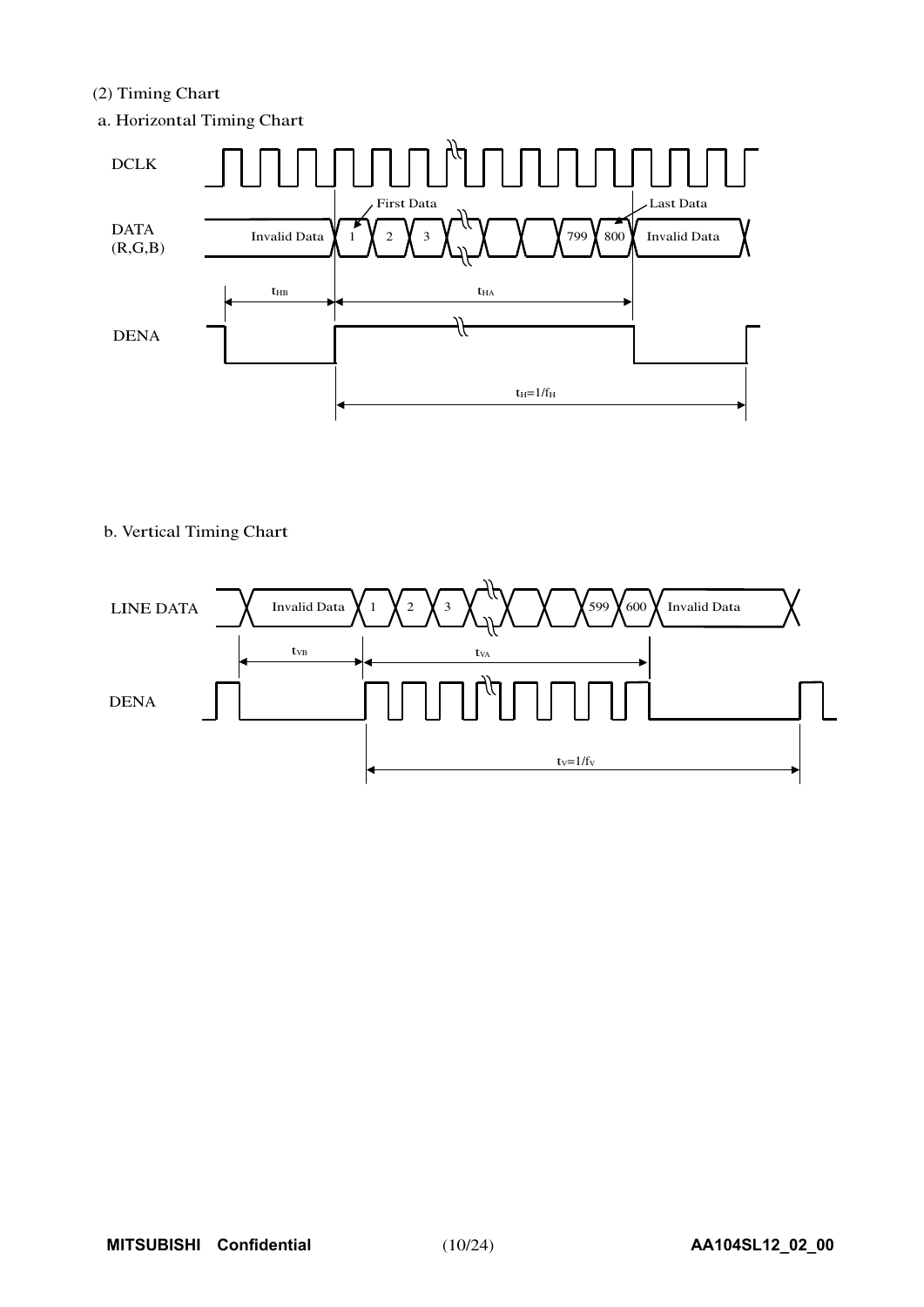(2) Timing Chart

a. Horizontal Timing Chart

DCLK

DATA (R,G,B)

Invalid Data | 1 | 2 | 3 | … | 799 | 800 | Invalid Data

First Data

Last Data

$t_{HB}$

$t_{HA}$

DENA

$t_H=1/f_H$

b. Vertical Timing Chart

LINE DATA

Invalid Data | 1 | 2 | 3 | … | 599 | 600 | Invalid Data

$t_{VB}$

$t_{VA}$

DENA

$t_V=1/f_V$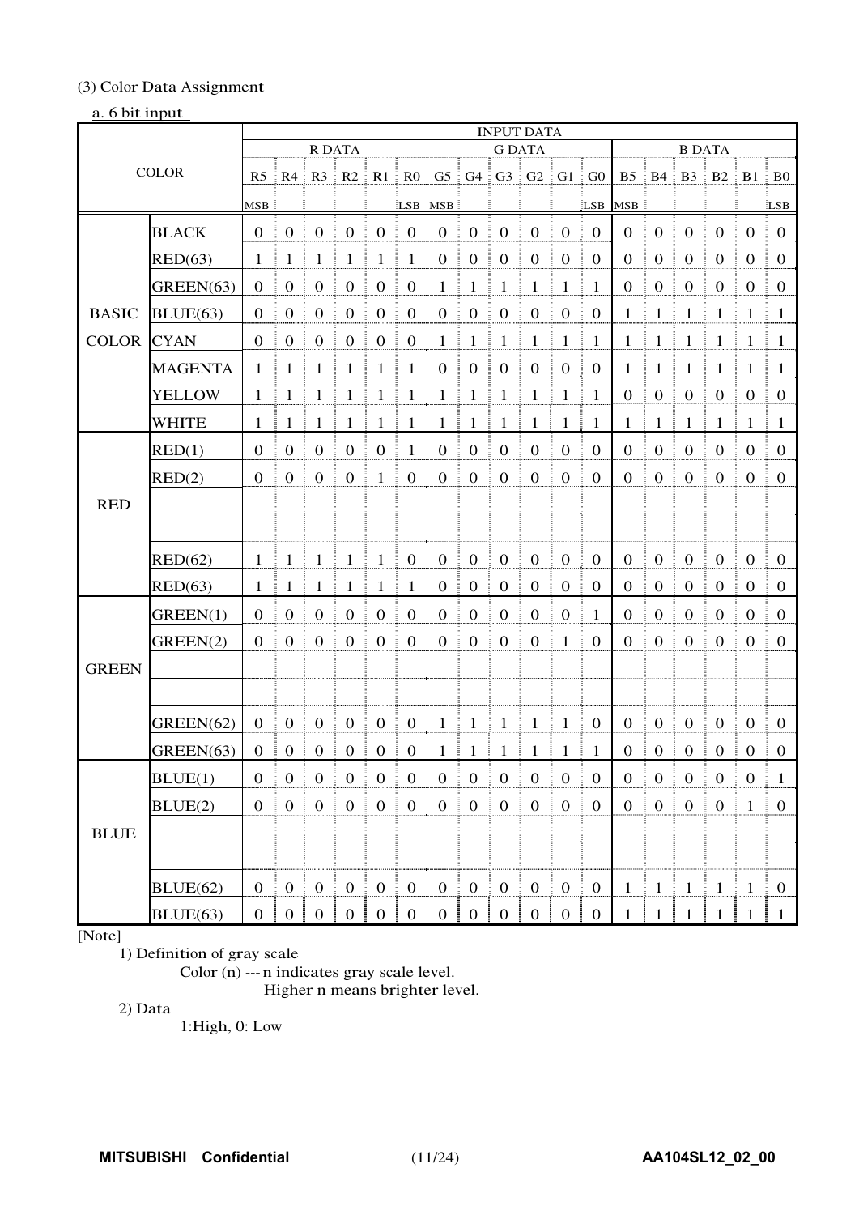(3) Color Data Assignment

a. 6 bit input

| COLOR | | INPUT DATA | | | | | | | | | | | | | | | | | |
|---|---|---|---|---|---|---|---|---|---|---|---|---|---|---|---|---|---|---|---|
| | | R DATA | | | | | | G DATA | | | | | | B DATA | | | | | |
| | | R5 | R4 | R3 | R2 | R1 | R0 | G5 | G4 | G3 | G2 | G1 | G0 | B5 | B4 | B3 | B2 | B1 | B0 |
| | | MSB | | | | | LSB | MSB | | | | | LSB | MSB | | | | | LSB |
| BASIC COLOR | BLACK | 0 | 0 | 0 | 0 | 0 | 0 | 0 | 0 | 0 | 0 | 0 | 0 | 0 | 0 | 0 | 0 | 0 | 0 |
| | RED(63) | 1 | 1 | 1 | 1 | 1 | 1 | 0 | 0 | 0 | 0 | 0 | 0 | 0 | 0 | 0 | 0 | 0 | 0 |
| | GREEN(63) | 0 | 0 | 0 | 0 | 0 | 0 | 1 | 1 | 1 | 1 | 1 | 1 | 0 | 0 | 0 | 0 | 0 | 0 |
| | BLUE(63) | 0 | 0 | 0 | 0 | 0 | 0 | 0 | 0 | 0 | 0 | 0 | 0 | 1 | 1 | 1 | 1 | 1 | 1 |
| | CYAN | 0 | 0 | 0 | 0 | 0 | 0 | 1 | 1 | 1 | 1 | 1 | 1 | 1 | 1 | 1 | 1 | 1 | 1 |
| | MAGENTA | 1 | 1 | 1 | 1 | 1 | 1 | 0 | 0 | 0 | 0 | 0 | 0 | 1 | 1 | 1 | 1 | 1 | 1 |
| | YELLOW | 1 | 1 | 1 | 1 | 1 | 1 | 1 | 1 | 1 | 1 | 1 | 1 | 0 | 0 | 0 | 0 | 0 | 0 |
| | WHITE | 1 | 1 | 1 | 1 | 1 | 1 | 1 | 1 | 1 | 1 | 1 | 1 | 1 | 1 | 1 | 1 | 1 | 1 |
| RED | RED(1) | 0 | 0 | 0 | 0 | 0 | 1 | 0 | 0 | 0 | 0 | 0 | 0 | 0 | 0 | 0 | 0 | 0 | 0 |
| | RED(2) | 0 | 0 | 0 | 0 | 1 | 0 | 0 | 0 | 0 | 0 | 0 | 0 | 0 | 0 | 0 | 0 | 0 | 0 |
| | | | | | | | | | | | | | | | | | | | |
| | | | | | | | | | | | | | | | | | | | |
| | RED(62) | 1 | 1 | 1 | 1 | 1 | 0 | 0 | 0 | 0 | 0 | 0 | 0 | 0 | 0 | 0 | 0 | 0 | 0 |
| | RED(63) | 1 | 1 | 1 | 1 | 1 | 1 | 0 | 0 | 0 | 0 | 0 | 0 | 0 | 0 | 0 | 0 | 0 | 0 |
| GREEN | GREEN(1) | 0 | 0 | 0 | 0 | 0 | 0 | 0 | 0 | 0 | 0 | 0 | 1 | 0 | 0 | 0 | 0 | 0 | 0 |
| | GREEN(2) | 0 | 0 | 0 | 0 | 0 | 0 | 0 | 0 | 0 | 0 | 1 | 0 | 0 | 0 | 0 | 0 | 0 | 0 |
| | | | | | | | | | | | | | | | | | | | |
| | | | | | | | | | | | | | | | | | | | |
| | GREEN(62) | 0 | 0 | 0 | 0 | 0 | 0 | 1 | 1 | 1 | 1 | 1 | 0 | 0 | 0 | 0 | 0 | 0 | 0 |
| | GREEN(63) | 0 | 0 | 0 | 0 | 0 | 0 | 1 | 1 | 1 | 1 | 1 | 1 | 0 | 0 | 0 | 0 | 0 | 0 |
| BLUE | BLUE(1) | 0 | 0 | 0 | 0 | 0 | 0 | 0 | 0 | 0 | 0 | 0 | 0 | 0 | 0 | 0 | 0 | 0 | 1 |
| | BLUE(2) | 0 | 0 | 0 | 0 | 0 | 0 | 0 | 0 | 0 | 0 | 0 | 0 | 0 | 0 | 0 | 0 | 1 | 0 |
| | | | | | | | | | | | | | | | | | | | |
| | | | | | | | | | | | | | | | | | | | |
| | BLUE(62) | 0 | 0 | 0 | 0 | 0 | 0 | 0 | 0 | 0 | 0 | 0 | 0 | 1 | 1 | 1 | 1 | 1 | 0 |
| | BLUE(63) | 0 | 0 | 0 | 0 | 0 | 0 | 0 | 0 | 0 | 0 | 0 | 0 | 1 | 1 | 1 | 1 | 1 | 1 |

[Note]

1) Definition of gray scale

Color (n) --- n indicates gray scale level.
Higher n means brighter level.

2) Data

1:High, 0: Low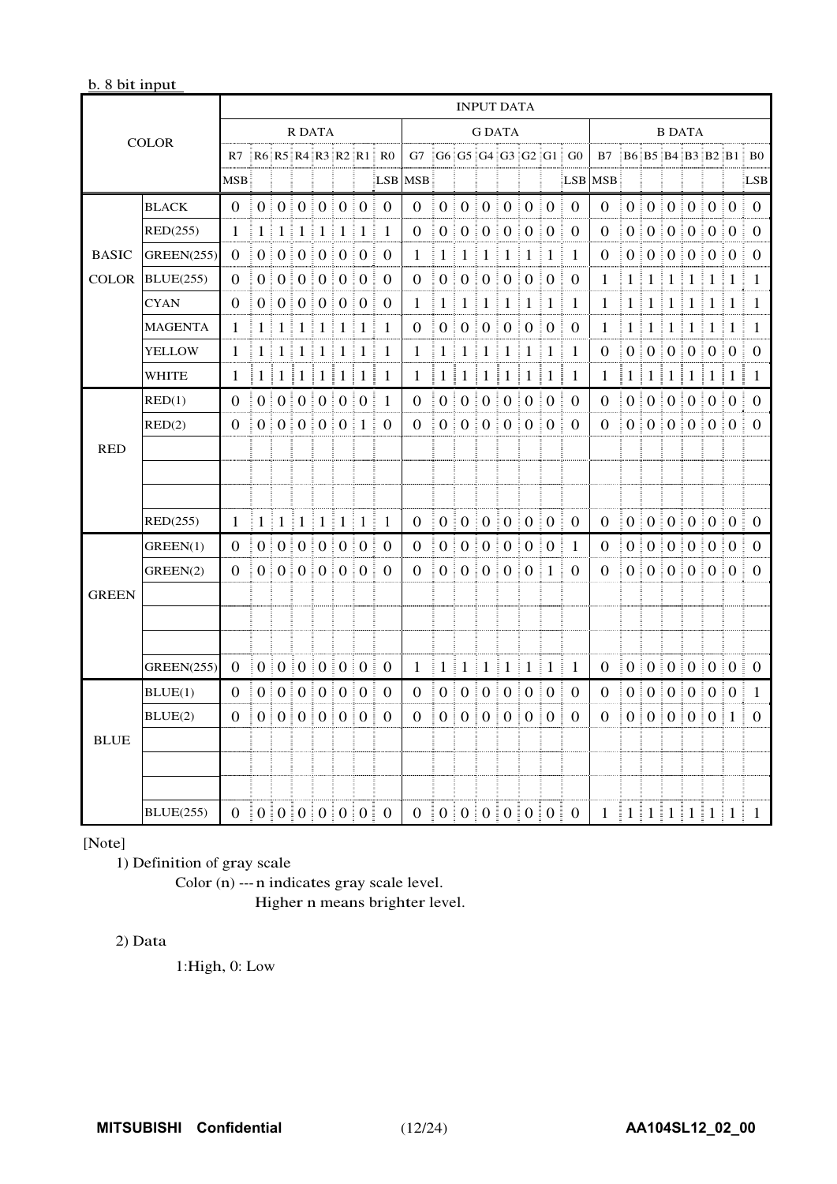b. 8 bit input

| COLOR | | INPUT DATA | | | | | | | | | | | | | | | | | | | | | | | |
|---|---|---|---|---|---|---|---|---|---|---|---|---|---|---|---|---|---|---|---|---|---|---|---|---|---|
| | | R DATA | | | | | | | | G DATA | | | | | | | | B DATA | | | | | | | |
| | | R7 | R6 | R5 | R4 | R3 | R2 | R1 | R0 | G7 | G6 | G5 | G4 | G3 | G2 | G1 | G0 | B7 | B6 | B5 | B4 | B3 | B2 | B1 | B0 |
| | | MSB | | | | | | | LSB | MSB | | | | | | | LSB | MSB | | | | | | | LSB |
| BASIC COLOR | BLACK | 0 | 0 | 0 | 0 | 0 | 0 | 0 | 0 | 0 | 0 | 0 | 0 | 0 | 0 | 0 | 0 | 0 | 0 | 0 | 0 | 0 | 0 | 0 | 0 |
| | RED(255) | 1 | 1 | 1 | 1 | 1 | 1 | 1 | 1 | 0 | 0 | 0 | 0 | 0 | 0 | 0 | 0 | 0 | 0 | 0 | 0 | 0 | 0 | 0 | 0 |
| | GREEN(255) | 0 | 0 | 0 | 0 | 0 | 0 | 0 | 0 | 1 | 1 | 1 | 1 | 1 | 1 | 1 | 1 | 0 | 0 | 0 | 0 | 0 | 0 | 0 | 0 |
| | BLUE(255) | 0 | 0 | 0 | 0 | 0 | 0 | 0 | 0 | 0 | 0 | 0 | 0 | 0 | 0 | 0 | 0 | 1 | 1 | 1 | 1 | 1 | 1 | 1 | 1 |
| | CYAN | 0 | 0 | 0 | 0 | 0 | 0 | 0 | 0 | 1 | 1 | 1 | 1 | 1 | 1 | 1 | 1 | 1 | 1 | 1 | 1 | 1 | 1 | 1 | 1 |
| | MAGENTA | 1 | 1 | 1 | 1 | 1 | 1 | 1 | 1 | 0 | 0 | 0 | 0 | 0 | 0 | 0 | 0 | 1 | 1 | 1 | 1 | 1 | 1 | 1 | 1 |
| | YELLOW | 1 | 1 | 1 | 1 | 1 | 1 | 1 | 1 | 1 | 1 | 1 | 1 | 1 | 1 | 1 | 1 | 0 | 0 | 0 | 0 | 0 | 0 | 0 | 0 |
| | WHITE | 1 | 1 | 1 | 1 | 1 | 1 | 1 | 1 | 1 | 1 | 1 | 1 | 1 | 1 | 1 | 1 | 1 | 1 | 1 | 1 | 1 | 1 | 1 | 1 |
| RED | RED(1) | 0 | 0 | 0 | 0 | 0 | 0 | 0 | 1 | 0 | 0 | 0 | 0 | 0 | 0 | 0 | 0 | 0 | 0 | 0 | 0 | 0 | 0 | 0 | 0 |
| | RED(2) | 0 | 0 | 0 | 0 | 0 | 0 | 1 | 0 | 0 | 0 | 0 | 0 | 0 | 0 | 0 | 0 | 0 | 0 | 0 | 0 | 0 | 0 | 0 | 0 |
| | | | | | | | | | | | | | | | | | | | | | | | | | |
| | | | | | | | | | | | | | | | | | | | | | | | | | |
| | | | | | | | | | | | | | | | | | | | | | | | | | |
| | RED(255) | 1 | 1 | 1 | 1 | 1 | 1 | 1 | 1 | 0 | 0 | 0 | 0 | 0 | 0 | 0 | 0 | 0 | 0 | 0 | 0 | 0 | 0 | 0 | 0 |
| GREEN | GREEN(1) | 0 | 0 | 0 | 0 | 0 | 0 | 0 | 0 | 0 | 0 | 0 | 0 | 0 | 0 | 0 | 1 | 0 | 0 | 0 | 0 | 0 | 0 | 0 | 0 |
| | GREEN(2) | 0 | 0 | 0 | 0 | 0 | 0 | 0 | 0 | 0 | 0 | 0 | 0 | 0 | 0 | 1 | 0 | 0 | 0 | 0 | 0 | 0 | 0 | 0 | 0 |
| | | | | | | | | | | | | | | | | | | | | | | | | | |
| | | | | | | | | | | | | | | | | | | | | | | | | | |
| | | | | | | | | | | | | | | | | | | | | | | | | | |
| | GREEN(255) | 0 | 0 | 0 | 0 | 0 | 0 | 0 | 0 | 1 | 1 | 1 | 1 | 1 | 1 | 1 | 1 | 0 | 0 | 0 | 0 | 0 | 0 | 0 | 0 |
| BLUE | BLUE(1) | 0 | 0 | 0 | 0 | 0 | 0 | 0 | 0 | 0 | 0 | 0 | 0 | 0 | 0 | 0 | 0 | 0 | 0 | 0 | 0 | 0 | 0 | 0 | 1 |
| | BLUE(2) | 0 | 0 | 0 | 0 | 0 | 0 | 0 | 0 | 0 | 0 | 0 | 0 | 0 | 0 | 0 | 0 | 0 | 0 | 0 | 0 | 0 | 0 | 1 | 0 |
| | | | | | | | | | | | | | | | | | | | | | | | | | |
| | | | | | | | | | | | | | | | | | | | | | | | | | |
| | | | | | | | | | | | | | | | | | | | | | | | | | |
| | BLUE(255) | 0 | 0 | 0 | 0 | 0 | 0 | 0 | 0 | 0 | 0 | 0 | 0 | 0 | 0 | 0 | 0 | 1 | 1 | 1 | 1 | 1 | 1 | 1 | 1 |

[Note]

1) Definition of gray scale

Color (n) --- n indicates gray scale level.
Higher n means brighter level.

2) Data

1:High, 0: Low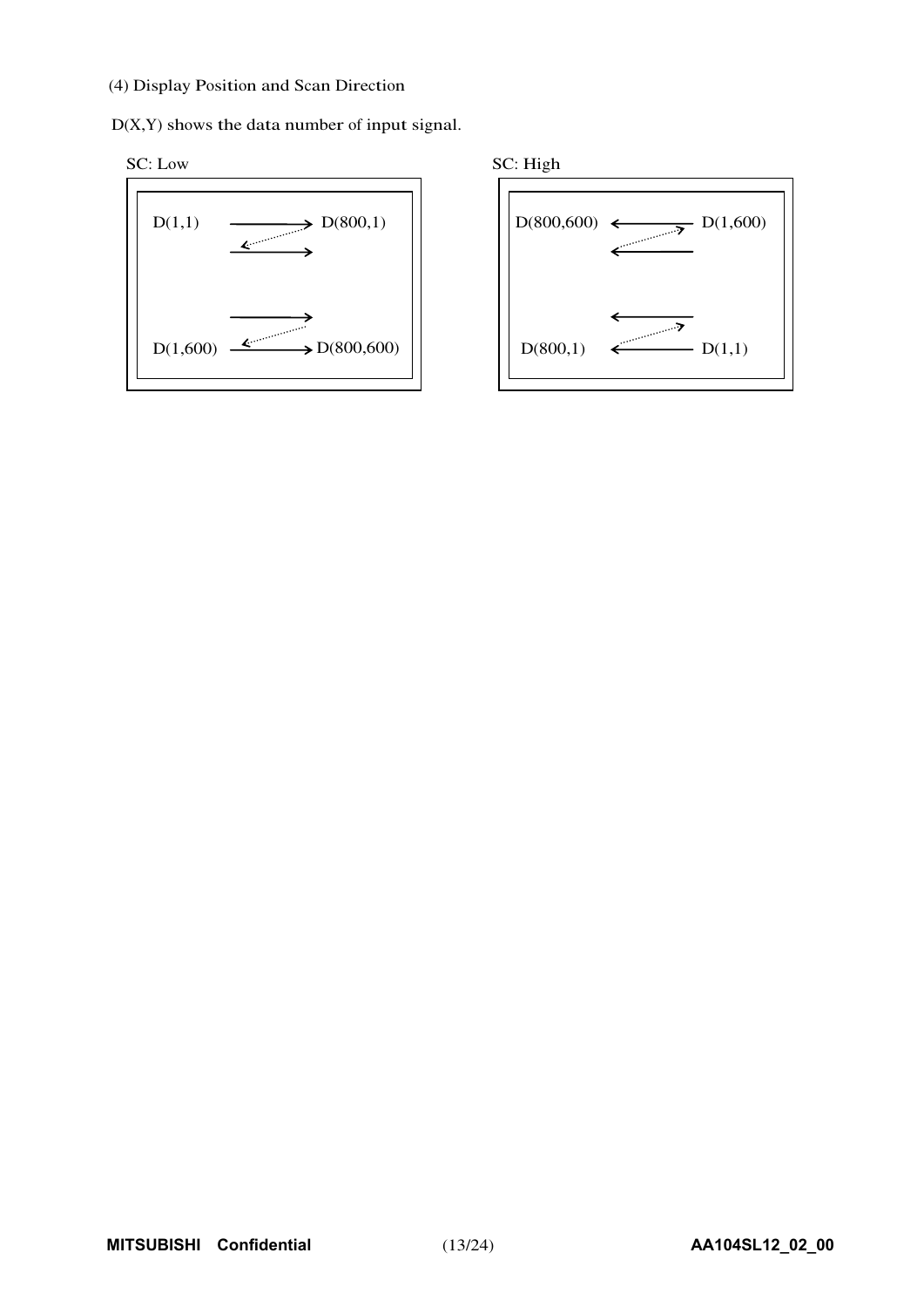(4) Display Position and Scan Direction

D(X,Y) shows the data number of input signal.

SC: Low

D(1,1) → D(800,1)

D(1,600) → D(800,600)

SC: High

D(800,600) ← D(1,600)

D(800,1) ← D(1,1)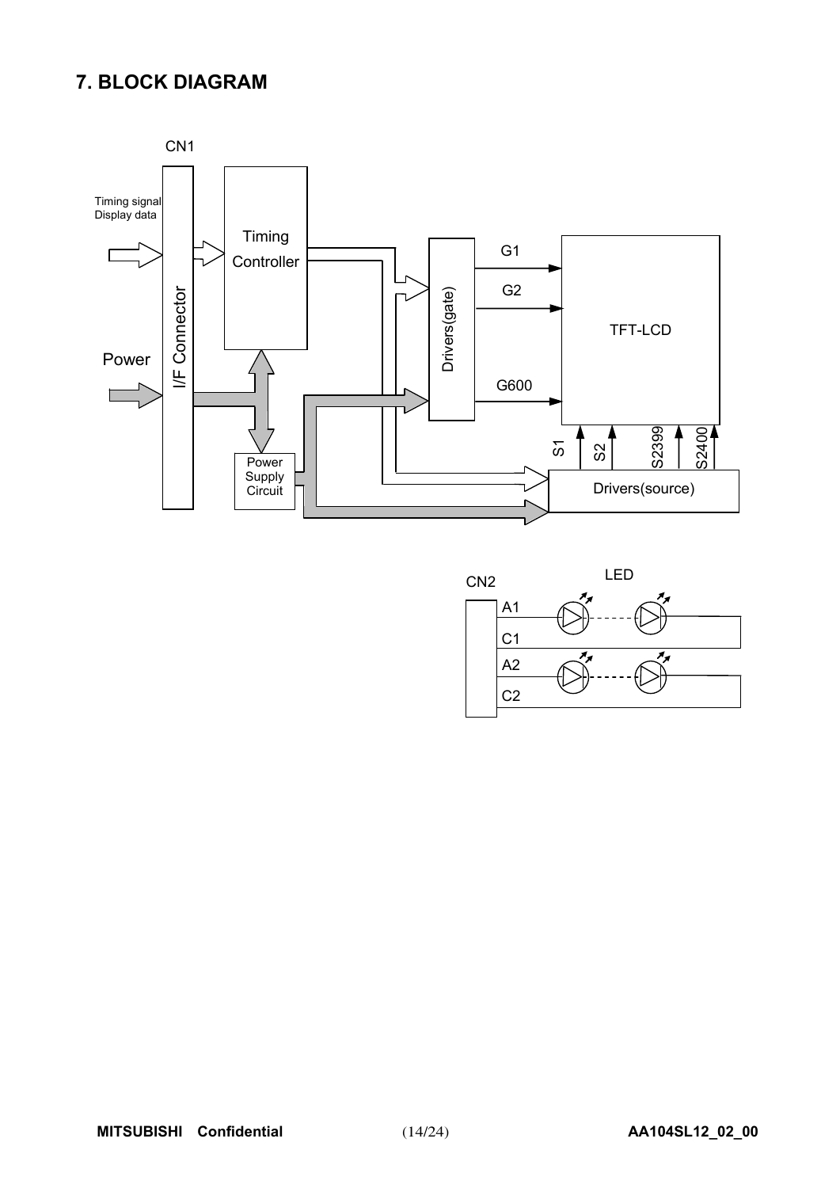## 7. BLOCK DIAGRAM

CN1

Timing signal
Display data

Power

I/F Connector

Timing Controller

Power Supply Circuit

Drivers(gate)

G1

G2

G600

TFT-LCD

S1 S2 S2399 S2400

Drivers(source)

CN2

LED

A1

C1

A2

C2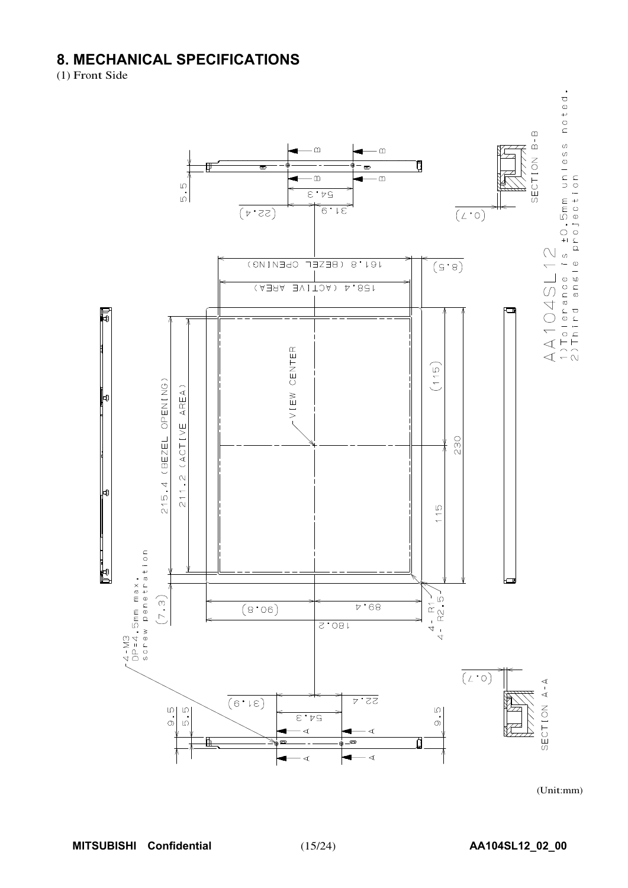## 8. MECHANICAL SPECIFICATIONS

(1) Front Side

AA104SL12

1) Tolerance is ±0.5mm unless noted.

2) Third angle projection

215.4 (BEZEL OPENING)

211.2 (ACTIVE AREA)

161.8 (BEZEL OPENING)

158.4 (ACTIVE AREA)

VIEW CENTER

(115)

115

230

(7.3)

(8.5)

(90.8)

89.4

180.2

4 - R1

4 - R2.5

4-M3

DP=4.5mm max.

screw penetration

5.5

54.3

(22.4)

31.9

(0.7)

SECTION B-B

9.5

5.5

(31.9)

22.4

54.3

9.5

(0.7)

SECTION A-A

(Unit:mm)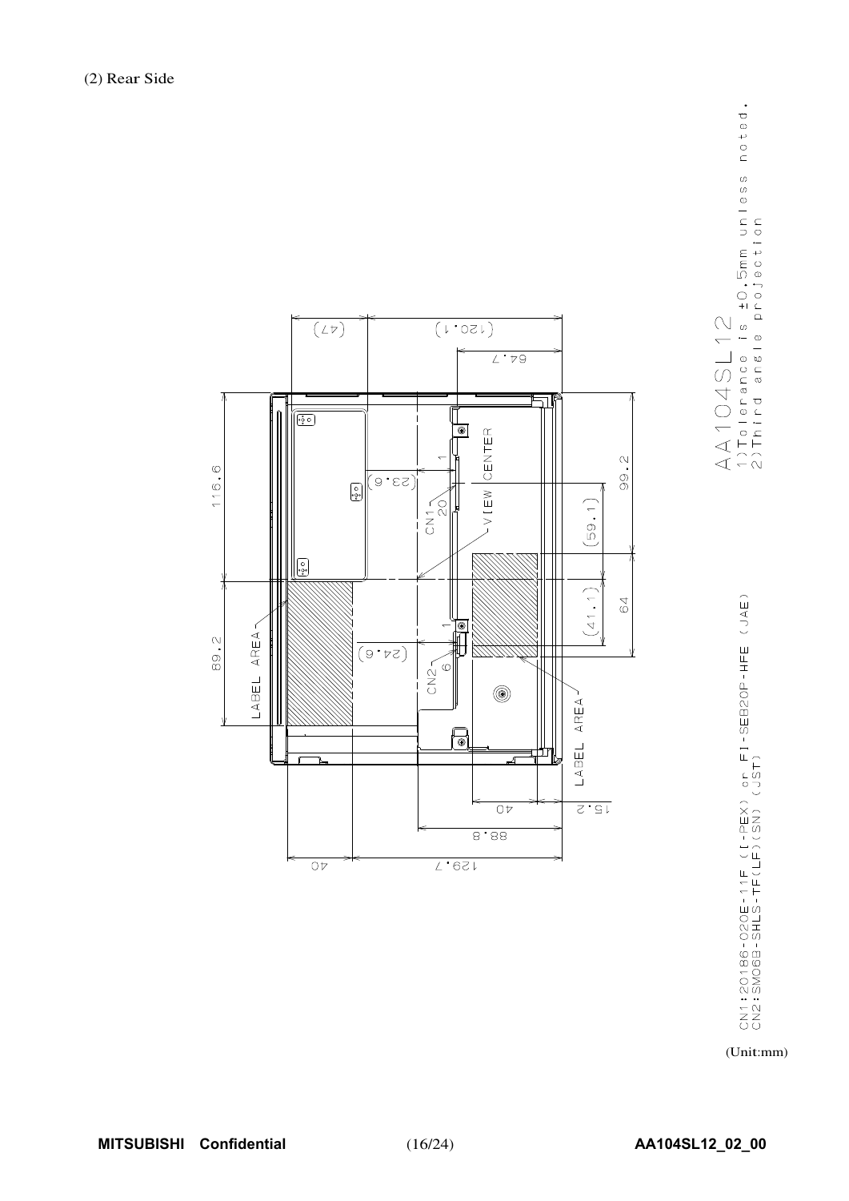(2) Rear Side

AA104SL12

1) Tolerance is ±0.5mm unless noted.

2) Third angle projection

CN1: 20186-020E-11F (I-PEX) or FI-SEB20P-HFE (JAE)

CN2: SM06B-SHLS-TF(LF)(SN) (JST)

(Unit:mm)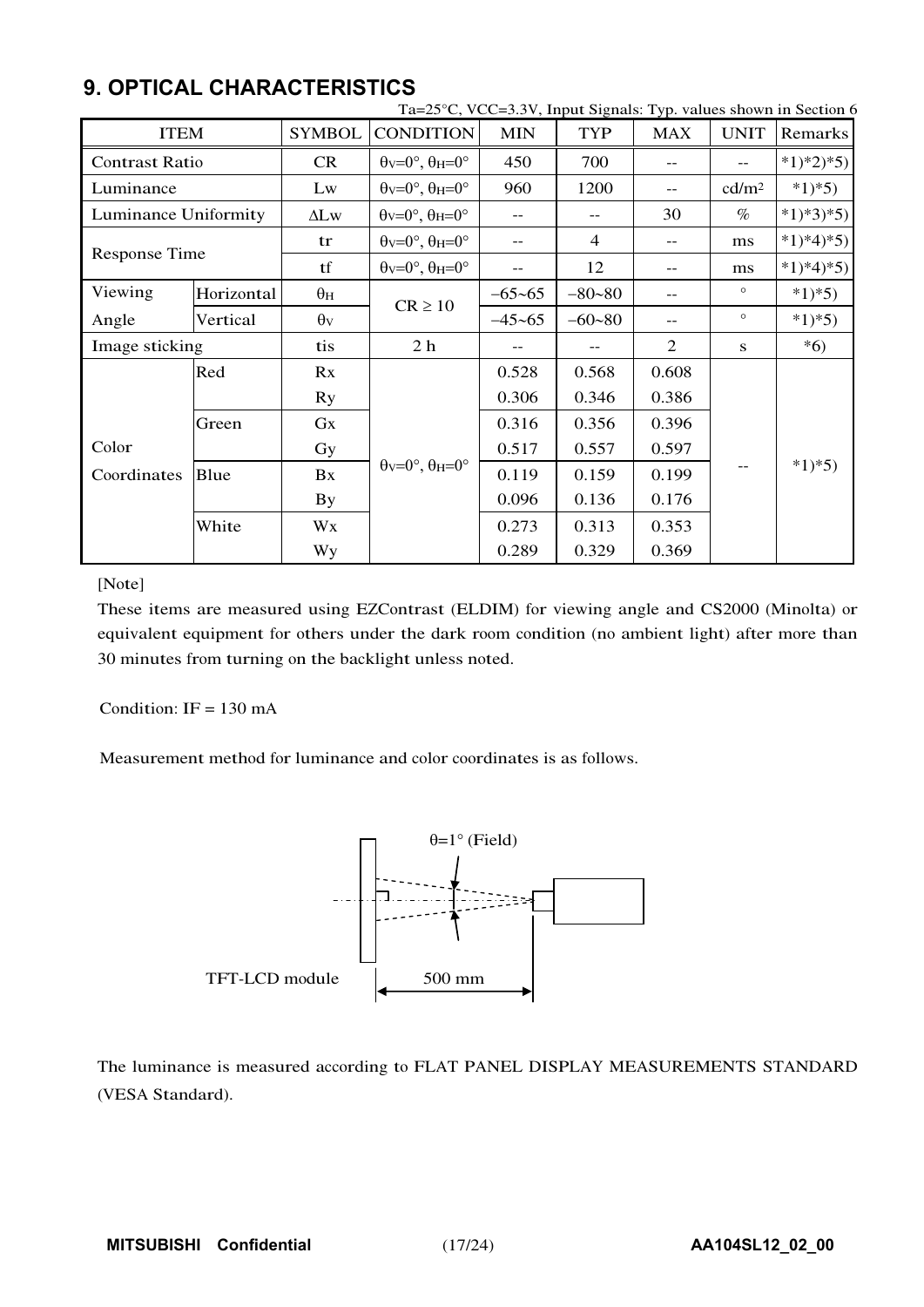## 9. OPTICAL CHARACTERISTICS

Ta=25°C, VCC=3.3V, Input Signals: Typ. values shown in Section 6

| ITEM | | SYMBOL | CONDITION | MIN | TYP | MAX | UNIT | Remarks |
|---|---|---|---|---|---|---|---|---|
| Contrast Ratio | | CR | $\theta_V$=0°, $\theta_H$=0° | 450 | 700 | -- | -- | *1)*2)*5) |
| Luminance | | Lw | $\theta_V$=0°, $\theta_H$=0° | 960 | 1200 | -- | cd/m$^2$ | *1)*5) |
| Luminance Uniformity | | ΔLw | $\theta_V$=0°, $\theta_H$=0° | -- | -- | 30 | % | *1)*3)*5) |
| Response Time | | tr | $\theta_V$=0°, $\theta_H$=0° | -- | 4 | -- | ms | *1)*4)*5) |
| | | tf | $\theta_V$=0°, $\theta_H$=0° | -- | 12 | -- | ms | *1)*4)*5) |
| Viewing Angle | Horizontal | $\theta_H$ | CR ≥ 10 | −65~65 | −80~80 | -- | ° | *1)*5) |
| | Vertical | $\theta_V$ | | −45~65 | −60~80 | -- | ° | *1)*5) |
| Image sticking | | tis | 2 h | -- | -- | 2 | s | *6) |
| Color Coordinates | Red | Rx | $\theta_V$=0°, $\theta_H$=0° | 0.528 | 0.568 | 0.608 | -- | *1)*5) |
| | | Ry | | 0.306 | 0.346 | 0.386 | | |
| | Green | Gx | | 0.316 | 0.356 | 0.396 | | |
| | | Gy | | 0.517 | 0.557 | 0.597 | | |
| | Blue | Bx | | 0.119 | 0.159 | 0.199 | | |
| | | By | | 0.096 | 0.136 | 0.176 | | |
| | White | Wx | | 0.273 | 0.313 | 0.353 | | |
| | | Wy | | 0.289 | 0.329 | 0.369 | | |

[Note]

These items are measured using EZContrast (ELDIM) for viewing angle and CS2000 (Minolta) or equivalent equipment for others under the dark room condition (no ambient light) after more than 30 minutes from turning on the backlight unless noted.

Condition: IF = 130 mA

Measurement method for luminance and color coordinates is as follows.

θ=1° (Field)

TFT-LCD module    500 mm

The luminance is measured according to FLAT PANEL DISPLAY MEASUREMENTS STANDARD (VESA Standard).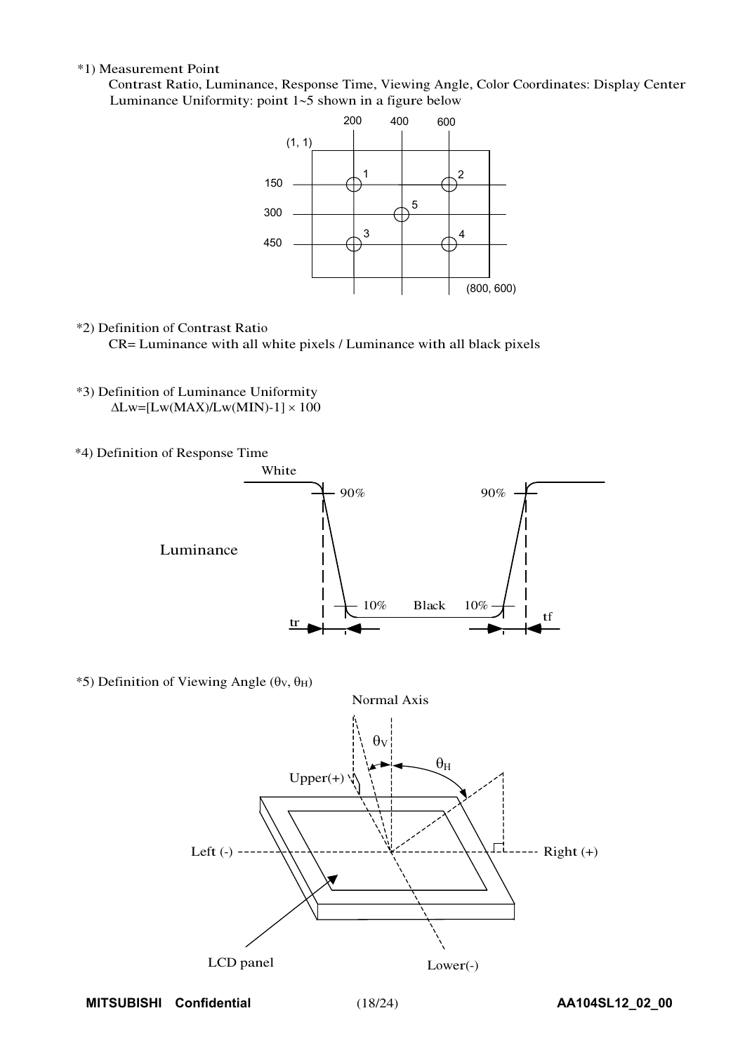*1) Measurement Point

Contrast Ratio, Luminance, Response Time, Viewing Angle, Color Coordinates: Display Center

Luminance Uniformity: point 1~5 shown in a figure below

*2) Definition of Contrast Ratio

CR= Luminance with all white pixels / Luminance with all black pixels

*3) Definition of Luminance Uniformity

$\Delta Lw = [Lw(MAX)/Lw(MIN) - 1] \times 100$

*4) Definition of Response Time

*5) Definition of Viewing Angle ($\theta_V$, $\theta_H$)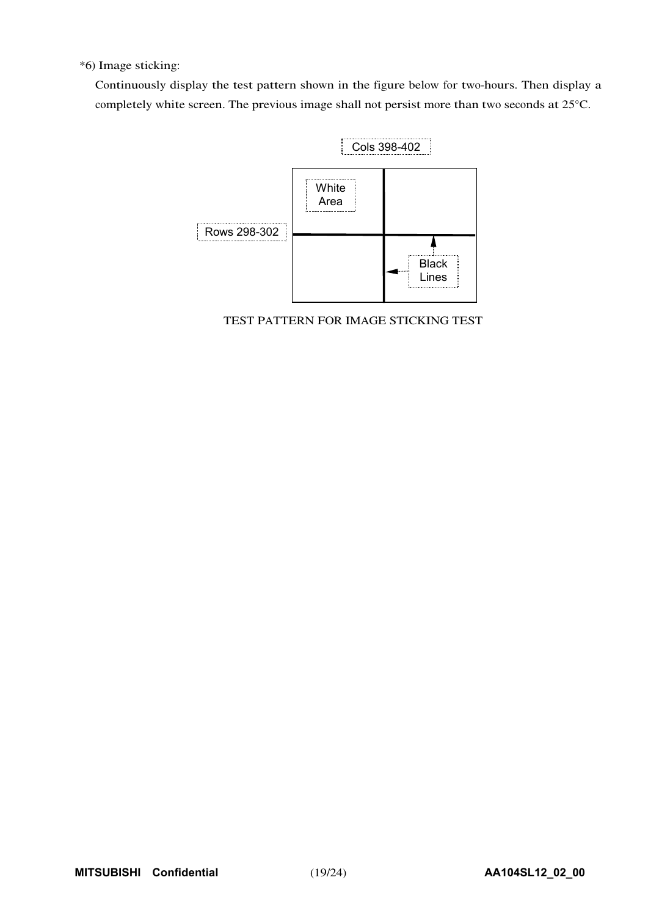*6) Image sticking:

Continuously display the test pattern shown in the figure below for two-hours. Then display a completely white screen. The previous image shall not persist more than two seconds at 25°C.

Cols 398-402

White Area

Rows 298-302

Black Lines

TEST PATTERN FOR IMAGE STICKING TEST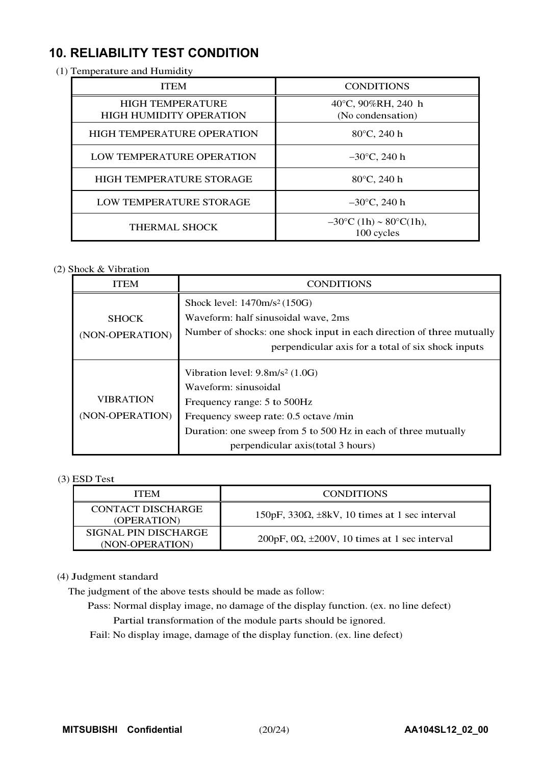## 10. RELIABILITY TEST CONDITION

(1) Temperature and Humidity

| ITEM | CONDITIONS |
|---|---|
| HIGH TEMPERATURE HIGH HUMIDITY OPERATION | 40°C, 90%RH, 240 h (No condensation) |
| HIGH TEMPERATURE OPERATION | 80°C, 240 h |
| LOW TEMPERATURE OPERATION | −30°C, 240 h |
| HIGH TEMPERATURE STORAGE | 80°C, 240 h |
| LOW TEMPERATURE STORAGE | −30°C, 240 h |
| THERMAL SHOCK | −30°C (1h) ~ 80°C(1h), 100 cycles |

(2) Shock & Vibration

| ITEM | CONDITIONS |
|---|---|
| SHOCK (NON-OPERATION) | Shock level: 1470m/s$^2$ (150G)<br>Waveform: half sinusoidal wave, 2ms<br>Number of shocks: one shock input in each direction of three mutually perpendicular axis for a total of six shock inputs |
| VIBRATION (NON-OPERATION) | Vibration level: 9.8m/s$^2$ (1.0G)<br>Waveform: sinusoidal<br>Frequency range: 5 to 500Hz<br>Frequency sweep rate: 0.5 octave /min<br>Duration: one sweep from 5 to 500 Hz in each of three mutually perpendicular axis(total 3 hours) |

(3) ESD Test

| ITEM | CONDITIONS |
|---|---|
| CONTACT DISCHARGE (OPERATION) | 150pF, 330Ω, ±8kV, 10 times at 1 sec interval |
| SIGNAL PIN DISCHARGE (NON-OPERATION) | 200pF, 0Ω, ±200V, 10 times at 1 sec interval |

(4) Judgment standard

The judgment of the above tests should be made as follow:

Pass: Normal display image, no damage of the display function. (ex. no line defect)
Partial transformation of the module parts should be ignored.

Fail: No display image, damage of the display function. (ex. line defect)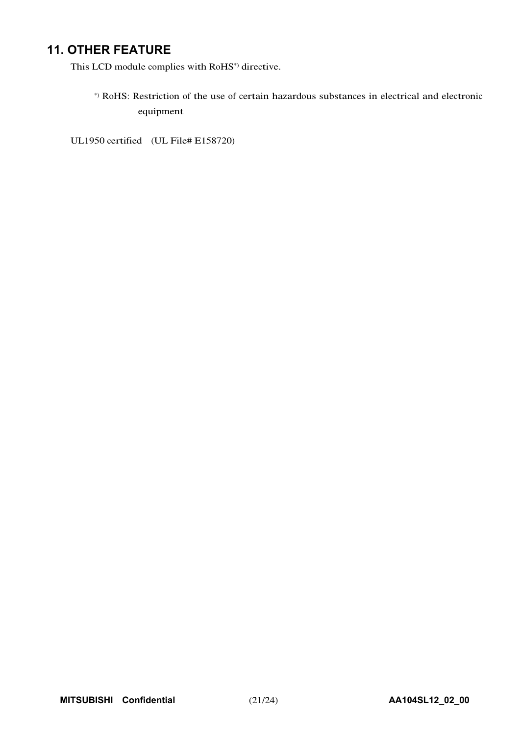## 11. OTHER FEATURE

This LCD module complies with RoHS*) directive.

*) RoHS: Restriction of the use of certain hazardous substances in electrical and electronic equipment

UL1950 certified (UL File# E158720)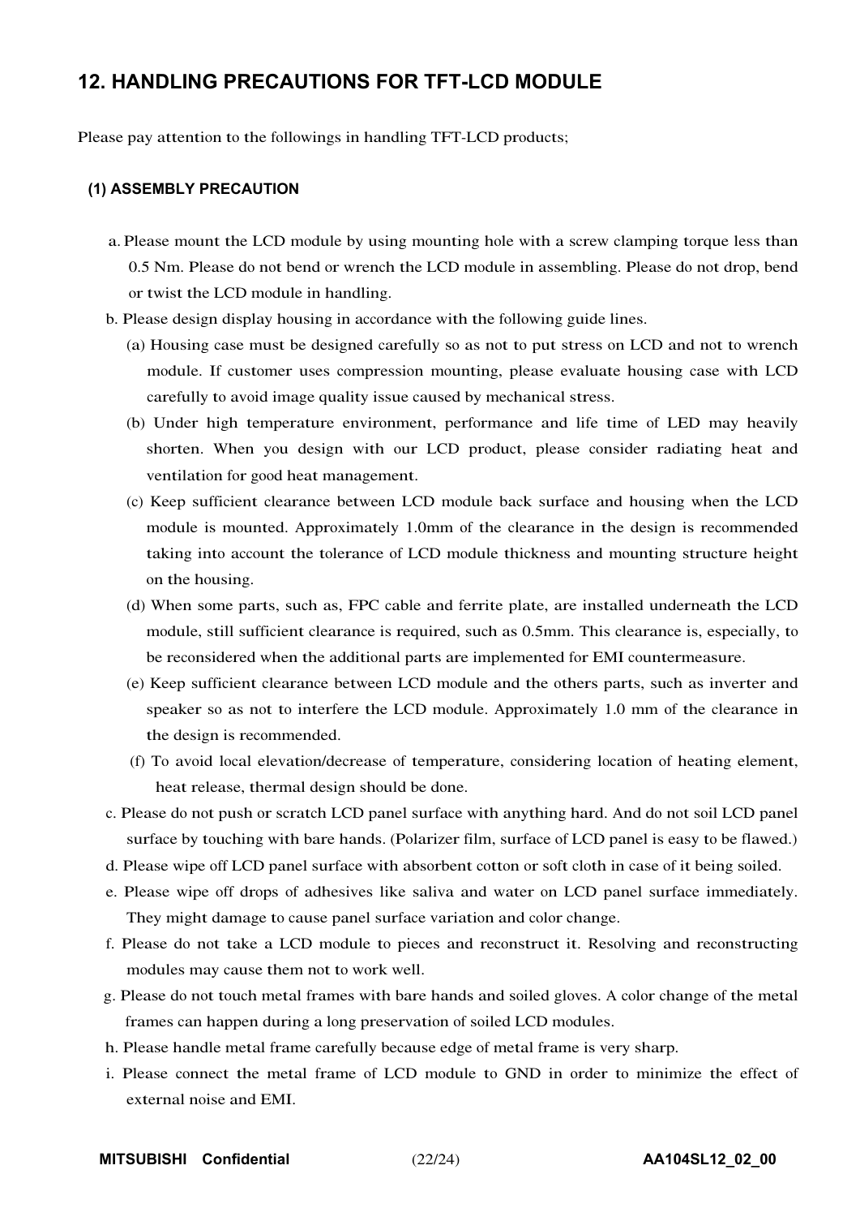## 12. HANDLING PRECAUTIONS FOR TFT-LCD MODULE

Please pay attention to the followings in handling TFT-LCD products;

### (1) ASSEMBLY PRECAUTION

a. Please mount the LCD module by using mounting hole with a screw clamping torque less than 0.5 Nm. Please do not bend or wrench the LCD module in assembling. Please do not drop, bend or twist the LCD module in handling.

b. Please design display housing in accordance with the following guide lines.

  (a) Housing case must be designed carefully so as not to put stress on LCD and not to wrench module. If customer uses compression mounting, please evaluate housing case with LCD carefully to avoid image quality issue caused by mechanical stress.

  (b) Under high temperature environment, performance and life time of LED may heavily shorten. When you design with our LCD product, please consider radiating heat and ventilation for good heat management.

  (c) Keep sufficient clearance between LCD module back surface and housing when the LCD module is mounted. Approximately 1.0mm of the clearance in the design is recommended taking into account the tolerance of LCD module thickness and mounting structure height on the housing.

  (d) When some parts, such as, FPC cable and ferrite plate, are installed underneath the LCD module, still sufficient clearance is required, such as 0.5mm. This clearance is, especially, to be reconsidered when the additional parts are implemented for EMI countermeasure.

  (e) Keep sufficient clearance between LCD module and the others parts, such as inverter and speaker so as not to interfere the LCD module. Approximately 1.0 mm of the clearance in the design is recommended.

  (f) To avoid local elevation/decrease of temperature, considering location of heating element, heat release, thermal design should be done.

c. Please do not push or scratch LCD panel surface with anything hard. And do not soil LCD panel surface by touching with bare hands. (Polarizer film, surface of LCD panel is easy to be flawed.)

d. Please wipe off LCD panel surface with absorbent cotton or soft cloth in case of it being soiled.

e. Please wipe off drops of adhesives like saliva and water on LCD panel surface immediately. They might damage to cause panel surface variation and color change.

f. Please do not take a LCD module to pieces and reconstruct it. Resolving and reconstructing modules may cause them not to work well.

g. Please do not touch metal frames with bare hands and soiled gloves. A color change of the metal frames can happen during a long preservation of soiled LCD modules.

h. Please handle metal frame carefully because edge of metal frame is very sharp.

i. Please connect the metal frame of LCD module to GND in order to minimize the effect of external noise and EMI.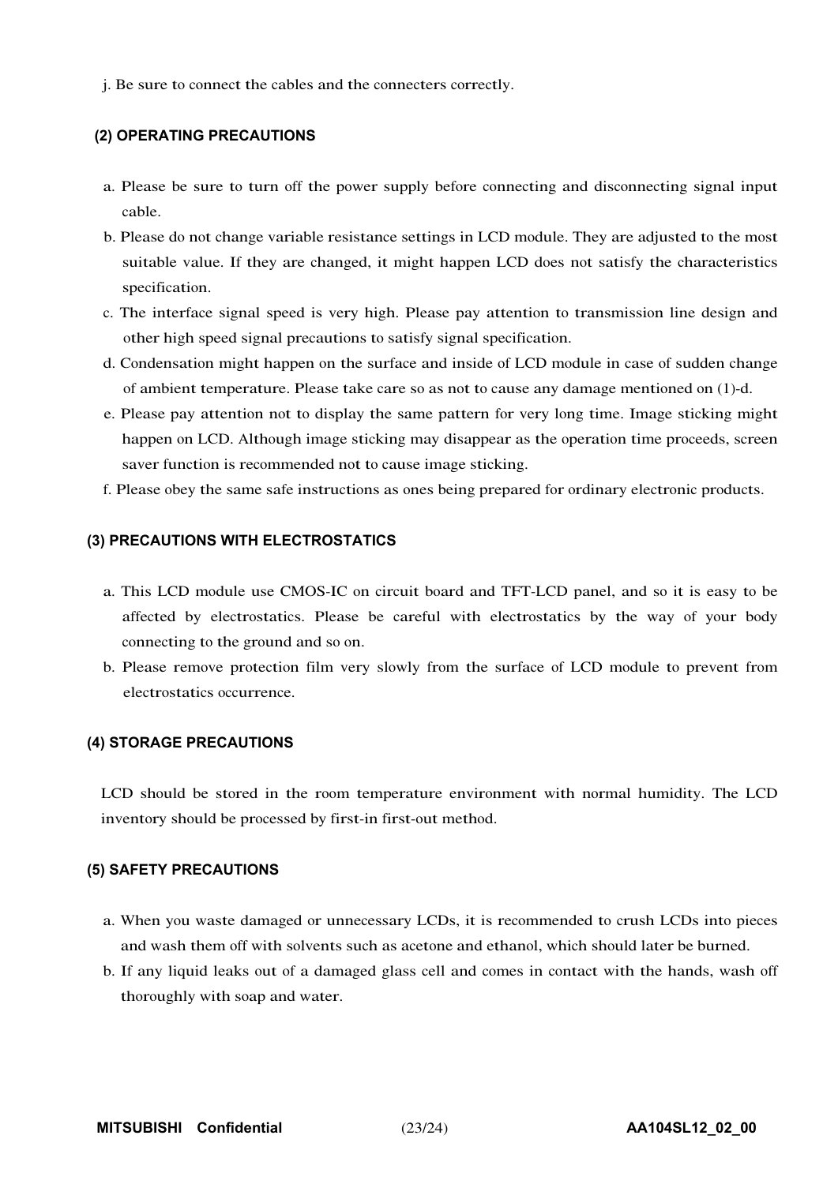j. Be sure to connect the cables and the connecters correctly.

### (2) OPERATING PRECAUTIONS

a. Please be sure to turn off the power supply before connecting and disconnecting signal input cable.

b. Please do not change variable resistance settings in LCD module. They are adjusted to the most suitable value. If they are changed, it might happen LCD does not satisfy the characteristics specification.

c. The interface signal speed is very high. Please pay attention to transmission line design and other high speed signal precautions to satisfy signal specification.

d. Condensation might happen on the surface and inside of LCD module in case of sudden change of ambient temperature. Please take care so as not to cause any damage mentioned on (1)-d.

e. Please pay attention not to display the same pattern for very long time. Image sticking might happen on LCD. Although image sticking may disappear as the operation time proceeds, screen saver function is recommended not to cause image sticking.

f. Please obey the same safe instructions as ones being prepared for ordinary electronic products.

### (3) PRECAUTIONS WITH ELECTROSTATICS

a. This LCD module use CMOS-IC on circuit board and TFT-LCD panel, and so it is easy to be affected by electrostatics. Please be careful with electrostatics by the way of your body connecting to the ground and so on.

b. Please remove protection film very slowly from the surface of LCD module to prevent from electrostatics occurrence.

### (4) STORAGE PRECAUTIONS

LCD should be stored in the room temperature environment with normal humidity. The LCD inventory should be processed by first-in first-out method.

### (5) SAFETY PRECAUTIONS

a. When you waste damaged or unnecessary LCDs, it is recommended to crush LCDs into pieces and wash them off with solvents such as acetone and ethanol, which should later be burned.

b. If any liquid leaks out of a damaged glass cell and comes in contact with the hands, wash off thoroughly with soap and water.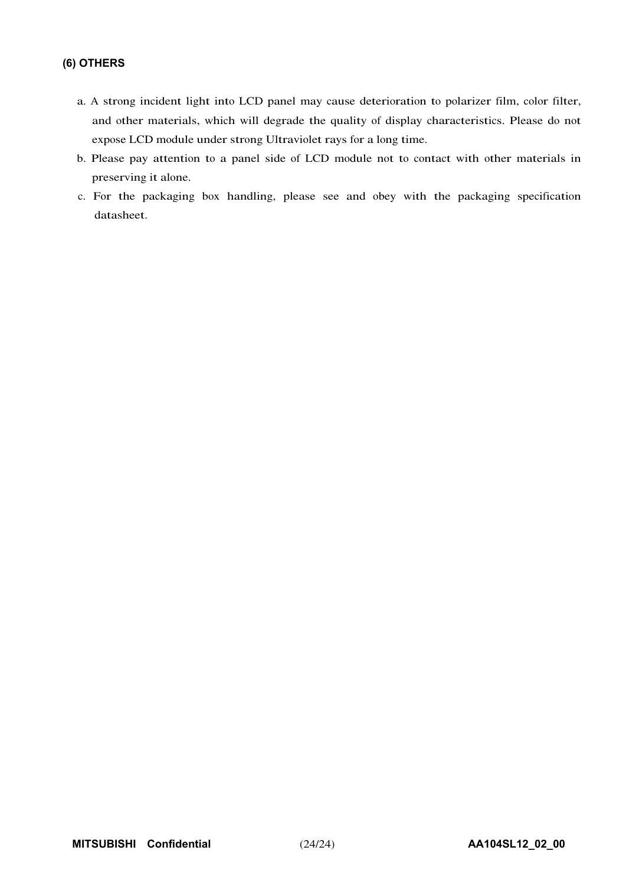### (6) OTHERS

a. A strong incident light into LCD panel may cause deterioration to polarizer film, color filter, and other materials, which will degrade the quality of display characteristics. Please do not expose LCD module under strong Ultraviolet rays for a long time.

b. Please pay attention to a panel side of LCD module not to contact with other materials in preserving it alone.

c. For the packaging box handling, please see and obey with the packaging specification datasheet.